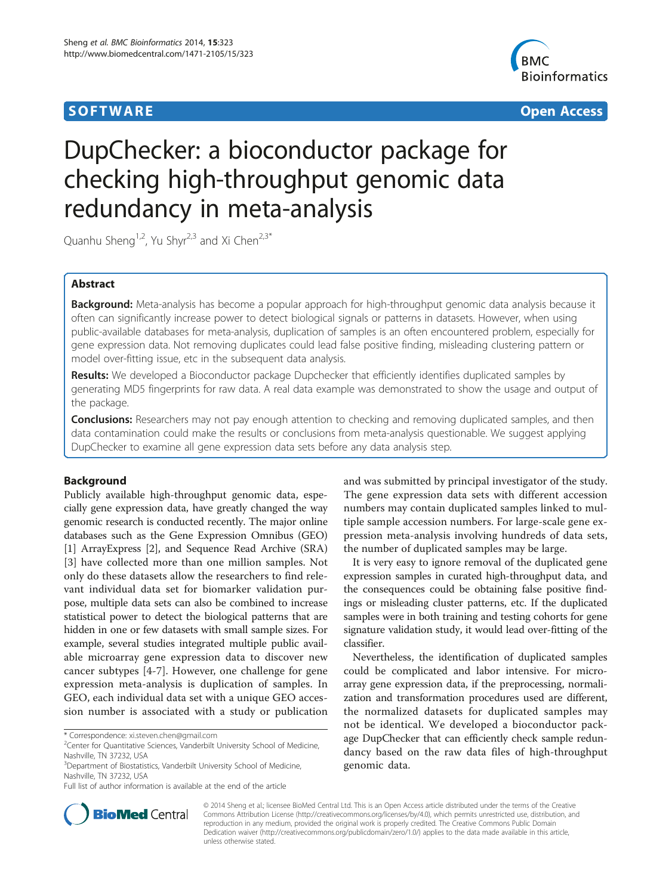**SOFTWARE** **Open Access**

# DupChecker: a bioconductor package for checking high-throughput genomic data redundancy in meta-analysis

Quanhu Sheng[1,2], Yu Shyr[2,3] and Xi Chen[2,3*]

## Abstract

**Background:** Meta-analysis has become a popular approach for high-throughput genomic data analysis because it often can significantly increase power to detect biological signals or patterns in datasets. However, when using public-available databases for meta-analysis, duplication of samples is an often encountered problem, especially for gene expression data. Not removing duplicates could lead false positive finding, misleading clustering pattern or model over-fitting issue, etc in the subsequent data analysis.

**Results:** We developed a Bioconductor package Dupchecker that efficiently identifies duplicated samples by generating MD5 fingerprints for raw data. A real data example was demonstrated to show the usage and output of the package.

**Conclusions:** Researchers may not pay enough attention to checking and removing duplicated samples, and then data contamination could make the results or conclusions from meta-analysis questionable. We suggest applying DupChecker to examine all gene expression data sets before any data analysis step.

## Background

Publicly available high-throughput genomic data, especially gene expression data, have greatly changed the way genomic research is conducted recently. The major online databases such as the Gene Expression Omnibus (GEO) [1] ArrayExpress [2], and Sequence Read Archive (SRA) [3] have collected more than one million samples. Not only do these datasets allow the researchers to find relevant individual data set for biomarker validation purpose, multiple data sets can also be combined to increase statistical power to detect the biological patterns that are hidden in one or few datasets with small sample sizes. For example, several studies integrated multiple public available microarray gene expression data to discover new cancer subtypes [4-7]. However, one challenge for gene expression meta-analysis is duplication of samples. In GEO, each individual data set with a unique GEO accession number is associated with a study or publication and was submitted by principal investigator of the study. The gene expression data sets with different accession numbers may contain duplicated samples linked to multiple sample accession numbers. For large-scale gene expression meta-analysis involving hundreds of data sets, the number of duplicated samples may be large.

It is very easy to ignore removal of the duplicated gene expression samples in curated high-throughput data, and the consequences could be obtaining false positive findings or misleading cluster patterns, etc. If the duplicated samples were in both training and testing cohorts for gene signature validation study, it would lead over-fitting of the classifier.

Nevertheless, the identification of duplicated samples could be complicated and labor intensive. For microarray gene expression data, if the preprocessing, normalization and transformation procedures used are different, the normalized datasets for duplicated samples may not be identical. We developed a bioconductor package DupChecker that can efficiently check sample redundancy based on the raw data files of high-throughput genomic data.

* Correspondence: xi.steven.chen@gmail.com
[2]Center for Quantitative Sciences, Vanderbilt University School of Medicine, Nashville, TN 37232, USA
[3]Department of Biostatistics, Vanderbilt University School of Medicine, Nashville, TN 37232, USA
Full list of author information is available at the end of the article

© 2014 Sheng et al.; licensee BioMed Central Ltd. This is an Open Access article distributed under the terms of the Creative Commons Attribution License (http://creativecommons.org/licenses/by/4.0), which permits unrestricted use, distribution, and reproduction in any medium, provided the original work is properly credited. The Creative Commons Public Domain Dedication waiver (http://creativecommons.org/publicdomain/zero/1.0/) applies to the data made available in this article, unless otherwise stated.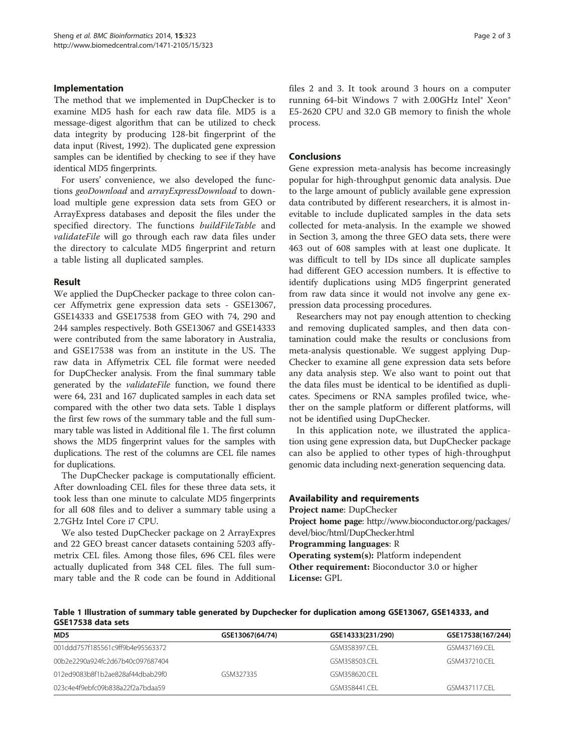## Implementation

The method that we implemented in DupChecker is to examine MD5 hash for each raw data file. MD5 is a message-digest algorithm that can be utilized to check data integrity by producing 128-bit fingerprint of the data input (Rivest, 1992). The duplicated gene expression samples can be identified by checking to see if they have identical MD5 fingerprints.

For users' convenience, we also developed the functions *geoDownload* and *arrayExpressDownload* to download multiple gene expression data sets from GEO or ArrayExpress databases and deposit the files under the specified directory. The functions *buildFileTable* and *validateFile* will go through each raw data files under the directory to calculate MD5 fingerprint and return a table listing all duplicated samples.

## Result

We applied the DupChecker package to three colon cancer Affymetrix gene expression data sets - GSE13067, GSE14333 and GSE17538 from GEO with 74, 290 and 244 samples respectively. Both GSE13067 and GSE14333 were contributed from the same laboratory in Australia, and GSE17538 was from an institute in the US. The raw data in Affymetrix CEL file format were needed for DupChecker analysis. From the final summary table generated by the *validateFile* function, we found there were 64, 231 and 167 duplicated samples in each data set compared with the other two data sets. Table 1 displays the first few rows of the summary table and the full summary table was listed in Additional file 1. The first column shows the MD5 fingerprint values for the samples with duplications. The rest of the columns are CEL file names for duplications.

The DupChecker package is computationally efficient. After downloading CEL files for these three data sets, it took less than one minute to calculate MD5 fingerprints for all 608 files and to deliver a summary table using a 2.7GHz Intel Core i7 CPU.

We also tested DupChecker package on 2 ArrayExpres and 22 GEO breast cancer datasets containing 5203 affymetrix CEL files. Among those files, 696 CEL files were actually duplicated from 348 CEL files. The full summary table and the R code can be found in Additional files 2 and 3. It took around 3 hours on a computer running 64-bit Windows 7 with 2.00GHz Intel® Xeon® E5-2620 CPU and 32.0 GB memory to finish the whole process.

## Conclusions

Gene expression meta-analysis has become increasingly popular for high-throughput genomic data analysis. Due to the large amount of publicly available gene expression data contributed by different researchers, it is almost inevitable to include duplicated samples in the data sets collected for meta-analysis. In the example we showed in Section 3, among the three GEO data sets, there were 463 out of 608 samples with at least one duplicate. It was difficult to tell by IDs since all duplicate samples had different GEO accession numbers. It is effective to identify duplications using MD5 fingerprint generated from raw data since it would not involve any gene expression data processing procedures.

Researchers may not pay enough attention to checking and removing duplicated samples, and then data contamination could make the results or conclusions from meta-analysis questionable. We suggest applying DupChecker to examine all gene expression data sets before any data analysis step. We also want to point out that the data files must be identical to be identified as duplicates. Specimens or RNA samples profiled twice, whether on the sample platform or different platforms, will not be identified using DupChecker.

In this application note, we illustrated the application using gene expression data, but DupChecker package can also be applied to other types of high-throughput genomic data including next-generation sequencing data.

## Availability and requirements

**Project name**: DupChecker
**Project home page**: http://www.bioconductor.org/packages/devel/bioc/html/DupChecker.html
**Programming languages**: R
**Operating system(s):** Platform independent
**Other requirement:** Bioconductor 3.0 or higher
**License:** GPL

**Table 1 Illustration of summary table generated by Dupchecker for duplication among GSE13067, GSE14333, and GSE17538 data sets**

| MD5 | GSE13067(64/74) | GSE14333(231/290) | GSE17538(167/244) |
|---|---|---|---|
| 001ddd757f185561c9ff9b4e95563372 | | GSM358397.CEL | GSM437169.CEL |
| 00b2e2290a924fc2d67b40c097687404 | | GSM358503.CEL | GSM437210.CEL |
| 012ed9083b8f1b2ae828af44dbab29f0 | GSM327335 | GSM358620.CEL | |
| 023c4e4f9ebfc09b838a22f2a7bdaa59 | | GSM358441.CEL | GSM437117.CEL |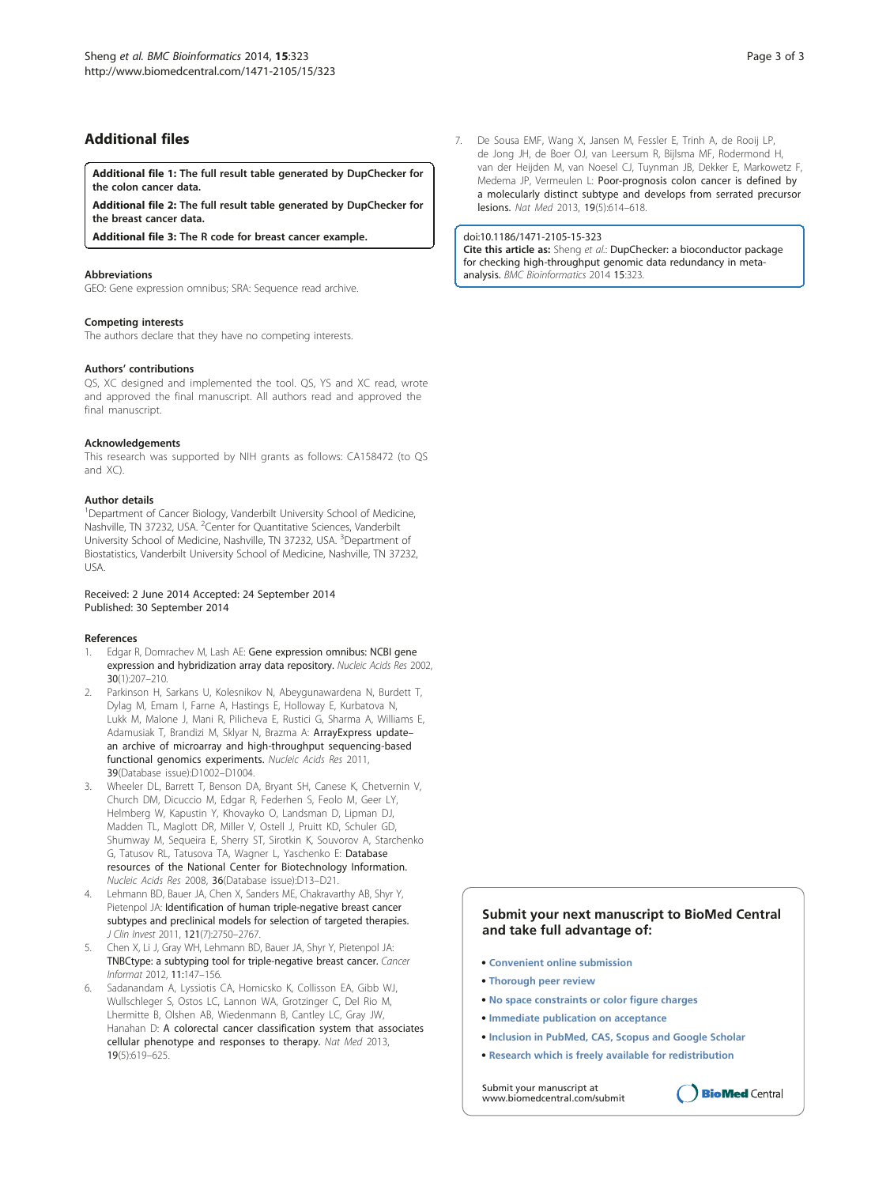## Additional files

**Additional file 1: The full result table generated by DupChecker for the colon cancer data.**

**Additional file 2: The full result table generated by DupChecker for the breast cancer data.**

**Additional file 3: The R code for breast cancer example.**

#### Abbreviations

GEO: Gene expression omnibus; SRA: Sequence read archive.

#### Competing interests

The authors declare that they have no competing interests.

#### Authors' contributions

QS, XC designed and implemented the tool. QS, YS and XC read, wrote and approved the final manuscript. All authors read and approved the final manuscript.

#### Acknowledgements

This research was supported by NIH grants as follows: CA158472 (to QS and XC).

#### Author details

[1]Department of Cancer Biology, Vanderbilt University School of Medicine, Nashville, TN 37232, USA. [2]Center for Quantitative Sciences, Vanderbilt University School of Medicine, Nashville, TN 37232, USA. [3]Department of Biostatistics, Vanderbilt University School of Medicine, Nashville, TN 37232, USA.

Received: 2 June 2014 Accepted: 24 September 2014
Published: 30 September 2014

#### References

1. Edgar R, Domrachev M, Lash AE: **Gene expression omnibus: NCBI gene expression and hybridization array data repository.** *Nucleic Acids Res* 2002, **30**(1):207–210.
2. Parkinson H, Sarkans U, Kolesnikov N, Abeygunawardena N, Burdett T, Dylag M, Emam I, Farne A, Hastings E, Holloway E, Kurbatova N, Lukk M, Malone J, Mani R, Pilicheva E, Rustici G, Sharma A, Williams E, Adamusiak T, Brandizi M, Sklyar N, Brazma A: **ArrayExpress update–an archive of microarray and high-throughput sequencing-based functional genomics experiments.** *Nucleic Acids Res* 2011, **39**(Database issue):D1002–D1004.
3. Wheeler DL, Barrett T, Benson DA, Bryant SH, Canese K, Chetvernin V, Church DM, Dicuccio M, Edgar R, Federhen S, Feolo M, Geer LY, Helmberg W, Kapustin Y, Khovayko O, Landsman D, Lipman DJ, Madden TL, Maglott DR, Miller V, Ostell J, Pruitt KD, Schuler GD, Shumway M, Sequeira E, Sherry ST, Sirotkin K, Souvorov A, Starchenko G, Tatusov RL, Tatusova TA, Wagner L, Yaschenko E: **Database resources of the National Center for Biotechnology Information.** *Nucleic Acids Res* 2008, **36**(Database issue):D13–D21.
4. Lehmann BD, Bauer JA, Chen X, Sanders ME, Chakravarthy AB, Shyr Y, Pietenpol JA: **Identification of human triple-negative breast cancer subtypes and preclinical models for selection of targeted therapies.** *J Clin Invest* 2011, **121**(7):2750–2767.
5. Chen X, Li J, Gray WH, Lehmann BD, Bauer JA, Shyr Y, Pietenpol JA: **TNBCtype: a subtyping tool for triple-negative breast cancer.** *Cancer Informat* 2012, **11**:147–156.
6. Sadanandam A, Lyssiotis CA, Homicsko K, Collisson EA, Gibb WJ, Wullschleger S, Ostos LC, Lannon WA, Grotzinger C, Del Rio M, Lhermitte B, Olshen AB, Wiedenmann B, Cantley LC, Gray JW, Hanahan D: **A colorectal cancer classification system that associates cellular phenotype and responses to therapy.** *Nat Med* 2013, **19**(5):619–625.
7. De Sousa EMF, Wang X, Jansen M, Fessler E, Trinh A, de Rooij LP, de Jong JH, de Boer OJ, van Leersum R, Bijlsma MF, Rodermond H, van der Heijden M, van Noesel CJ, Tuynman JB, Dekker E, Markowetz F, Medema JP, Vermeulen L: **Poor-prognosis colon cancer is defined by a molecularly distinct subtype and develops from serrated precursor lesions.** *Nat Med* 2013, **19**(5):614–618.

doi:10.1186/1471-2105-15-323
**Cite this article as:** Sheng *et al.*: DupChecker: a bioconductor package for checking high-throughput genomic data redundancy in meta-analysis. *BMC Bioinformatics* 2014 **15**:323.

**Submit your next manuscript to BioMed Central and take full advantage of:**

- **Convenient online submission**
- **Thorough peer review**
- **No space constraints or color figure charges**
- **Immediate publication on acceptance**
- **Inclusion in PubMed, CAS, Scopus and Google Scholar**
- **Research which is freely available for redistribution**

Submit your manuscript at
www.biomedcentral.com/submit

BioMed Central